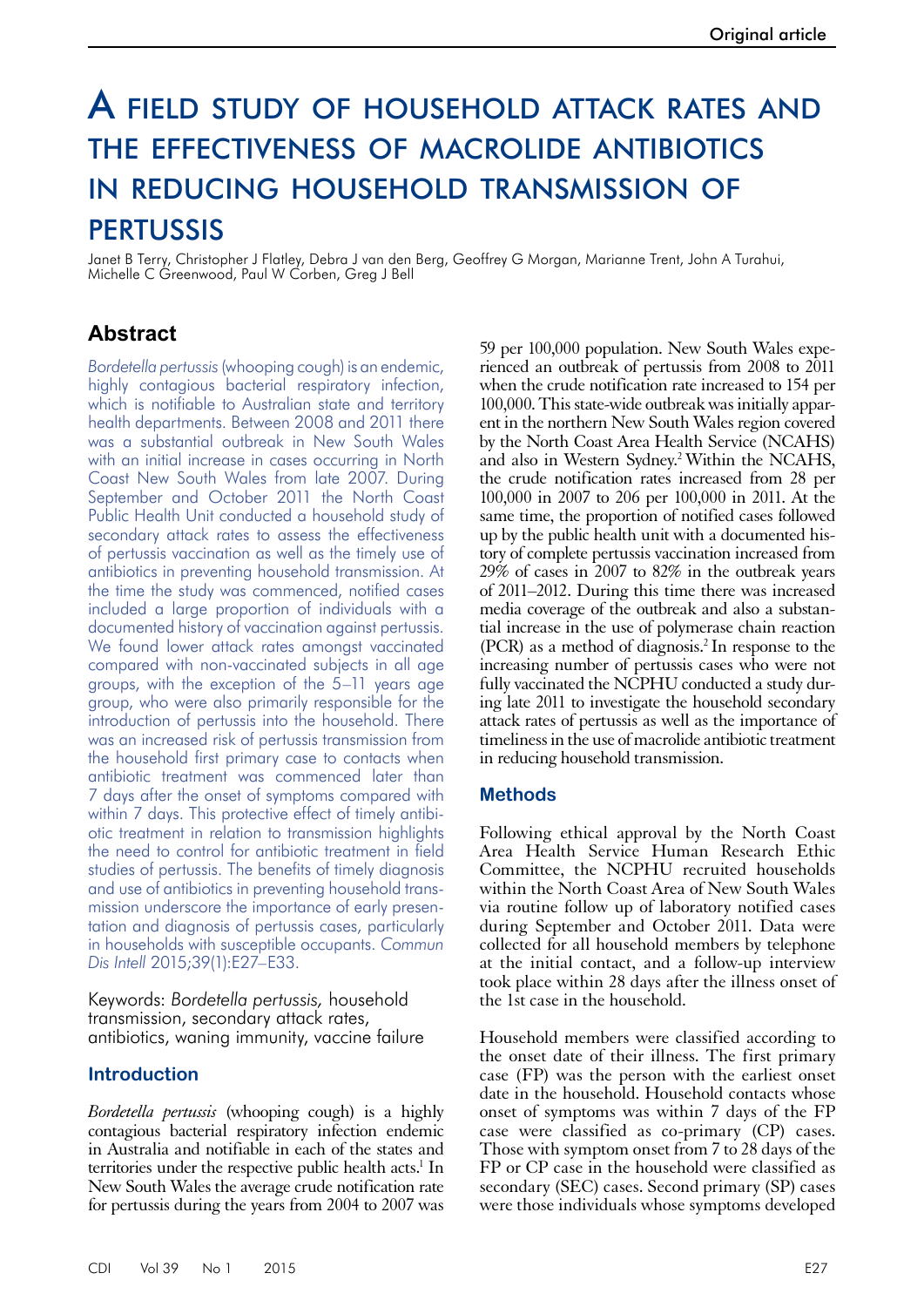# A field study of household attack rates and the effectiveness of macrolide antibiotics in reducing household transmission of pertussis

Janet B Terry, Christopher J Flatley, Debra J van den Berg, Geoffrey G Morgan, Marianne Trent, John A Turahui, Michelle C Greenwood, Paul W Corben, Greg J Bell

## Abstract

*Bordetella pertussis* (whooping cough) is an endemic, highly contagious bacterial respiratory infection, which is notifiable to Australian state and territory health departments. Between 2008 and 2011 there was a substantial outbreak in New South Wales with an initial increase in cases occurring in North Coast New South Wales from late 2007. During September and October 2011 the North Coast Public Health Unit conducted a household study of secondary attack rates to assess the effectiveness of pertussis vaccination as well as the timely use of antibiotics in preventing household transmission. At the time the study was commenced, notified cases included a large proportion of individuals with a documented history of vaccination against pertussis. We found lower attack rates amongst vaccinated compared with non-vaccinated subjects in all age groups, with the exception of the 5–11 years age group, who were also primarily responsible for the introduction of pertussis into the household. There was an increased risk of pertussis transmission from the household first primary case to contacts when antibiotic treatment was commenced later than 7 days after the onset of symptoms compared with within 7 days. This protective effect of timely antibiotic treatment in relation to transmission highlights the need to control for antibiotic treatment in field studies of pertussis. The benefits of timely diagnosis and use of antibiotics in preventing household transmission underscore the importance of early presentation and diagnosis of pertussis cases, particularly in households with susceptible occupants. *Commun Dis Intell* 2015;39(1):E27–E33.

Keywords: *Bordetella pertussis*, household transmission, secondary attack rates, antibiotics, waning immunity, vaccine failure

## Introduction

*Bordetella pertussis* (whooping cough) is a highly contagious bacterial respiratory infection endemic in Australia and notifiable in each of the states and territories under the respective public health acts.[1] In New South Wales the average crude notification rate for pertussis during the years from 2004 to 2007 was 59 per 100,000 population. New South Wales experienced an outbreak of pertussis from 2008 to 2011 when the crude notification rate increased to 154 per 100,000. This state-wide outbreak was initially apparent in the northern New South Wales region covered by the North Coast Area Health Service (NCAHS) and also in Western Sydney.[2] Within the NCAHS, the crude notification rates increased from 28 per 100,000 in 2007 to 206 per 100,000 in 2011. At the same time, the proportion of notified cases followed up by the public health unit with a documented history of complete pertussis vaccination increased from 29% of cases in 2007 to 82% in the outbreak years of 2011–2012. During this time there was increased media coverage of the outbreak and also a substantial increase in the use of polymerase chain reaction (PCR) as a method of diagnosis.[2] In response to the increasing number of pertussis cases who were not fully vaccinated the NCPHU conducted a study during late 2011 to investigate the household secondary attack rates of pertussis as well as the importance of timeliness in the use of macrolide antibiotic treatment in reducing household transmission.

## Methods

Following ethical approval by the North Coast Area Health Service Human Research Ethic Committee, the NCPHU recruited households within the North Coast Area of New South Wales via routine follow up of laboratory notified cases during September and October 2011. Data were collected for all household members by telephone at the initial contact, and a follow-up interview took place within 28 days after the illness onset of the 1st case in the household.

Household members were classified according to the onset date of their illness. The first primary case (FP) was the person with the earliest onset date in the household. Household contacts whose onset of symptoms was within 7 days of the FP case were classified as co-primary (CP) cases. Those with symptom onset from 7 to 28 days of the FP or CP case in the household were classified as secondary (SEC) cases. Second primary (SP) cases were those individuals whose symptoms developed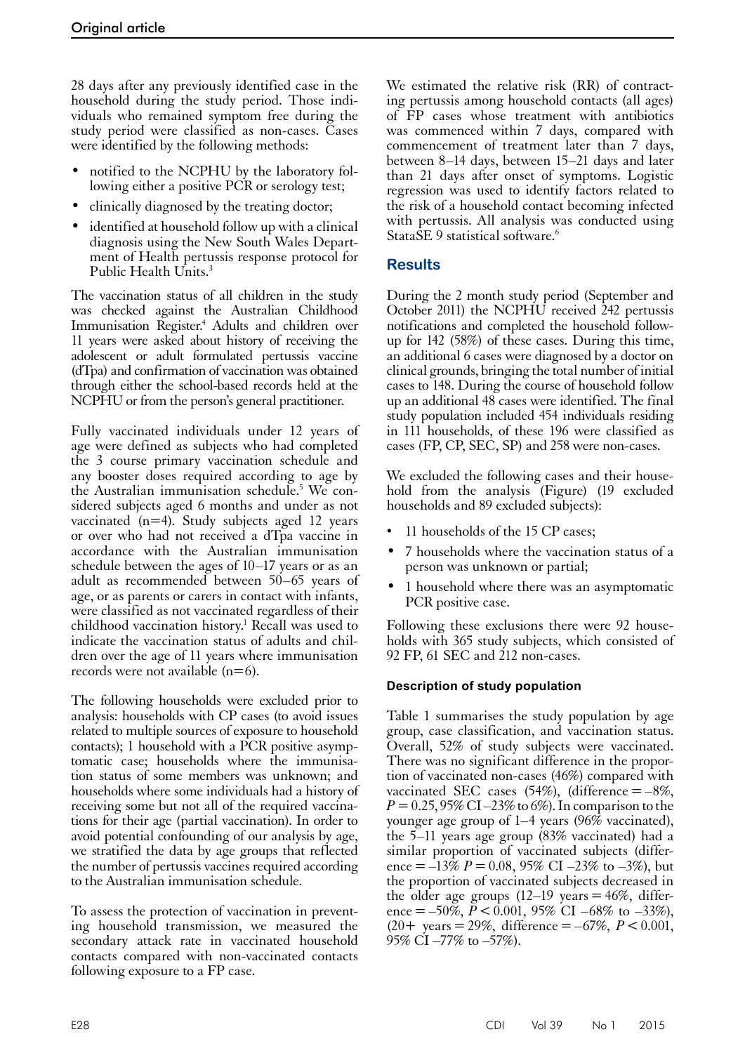28 days after any previously identified case in the household during the study period. Those individuals who remained symptom free during the study period were classified as non-cases. Cases were identified by the following methods:

- notified to the NCPHU by the laboratory following either a positive PCR or serology test;
- clinically diagnosed by the treating doctor;
- identified at household follow up with a clinical diagnosis using the New South Wales Department of Health pertussis response protocol for Public Health Units.[3]

The vaccination status of all children in the study was checked against the Australian Childhood Immunisation Register.[4] Adults and children over 11 years were asked about history of receiving the adolescent or adult formulated pertussis vaccine (dTpa) and confirmation of vaccination was obtained through either the school-based records held at the NCPHU or from the person's general practitioner.

Fully vaccinated individuals under 12 years of age were defined as subjects who had completed the 3 course primary vaccination schedule and any booster doses required according to age by the Australian immunisation schedule.[5] We considered subjects aged 6 months and under as not vaccinated (n=4). Study subjects aged 12 years or over who had not received a dTpa vaccine in accordance with the Australian immunisation schedule between the ages of 10–17 years or as an adult as recommended between 50–65 years of age, or as parents or carers in contact with infants, were classified as not vaccinated regardless of their childhood vaccination history.[1] Recall was used to indicate the vaccination status of adults and children over the age of 11 years where immunisation records were not available (n=6).

The following households were excluded prior to analysis: households with CP cases (to avoid issues related to multiple sources of exposure to household contacts); 1 household with a PCR positive asymptomatic case; households where the immunisation status of some members was unknown; and households where some individuals had a history of receiving some but not all of the required vaccinations for their age (partial vaccination). In order to avoid potential confounding of our analysis by age, we stratified the data by age groups that reflected the number of pertussis vaccines required according to the Australian immunisation schedule.

To assess the protection of vaccination in preventing household transmission, we measured the secondary attack rate in vaccinated household contacts compared with non-vaccinated contacts following exposure to a FP case.

We estimated the relative risk (RR) of contracting pertussis among household contacts (all ages) of FP cases whose treatment with antibiotics was commenced within 7 days, compared with commencement of treatment later than 7 days, between 8–14 days, between 15–21 days and later than 21 days after onset of symptoms. Logistic regression was used to identify factors related to the risk of a household contact becoming infected with pertussis. All analysis was conducted using StataSE 9 statistical software.[6]

## Results

During the 2 month study period (September and October 2011) the NCPHU received 242 pertussis notifications and completed the household follow-up for 142 (58%) of these cases. During this time, an additional 6 cases were diagnosed by a doctor on clinical grounds, bringing the total number of initial cases to 148. During the course of household follow up an additional 48 cases were identified. The final study population included 454 individuals residing in 111 households, of these 196 were classified as cases (FP, CP, SEC, SP) and 258 were non-cases.

We excluded the following cases and their household from the analysis (Figure) (19 excluded households and 89 excluded subjects):

- 11 households of the 15 CP cases;
- 7 households where the vaccination status of a person was unknown or partial;
- 1 household where there was an asymptomatic PCR positive case.

Following these exclusions there were 92 households with 365 study subjects, which consisted of 92 FP, 61 SEC and 212 non-cases.

### Description of study population

Table 1 summarises the study population by age group, case classification, and vaccination status. Overall, 52% of study subjects were vaccinated. There was no significant difference in the proportion of vaccinated non-cases (46%) compared with vaccinated SEC cases (54%), (difference = –8%, $P = 0.25$, 95% CI –23% to 6%). In comparison to the younger age group of 1–4 years (96% vaccinated), the 5–11 years age group (83% vaccinated) had a similar proportion of vaccinated subjects (difference = –13% $P = 0.08$, 95% CI –23% to –3%), but the proportion of vaccinated subjects decreased in the older age groups (12–19 years = 46%, difference = –50%, $P < 0.001$, 95% CI –68% to –33%), (20+ years = 29%, difference = –67%, $P < 0.001$, 95% CI –77% to –57%).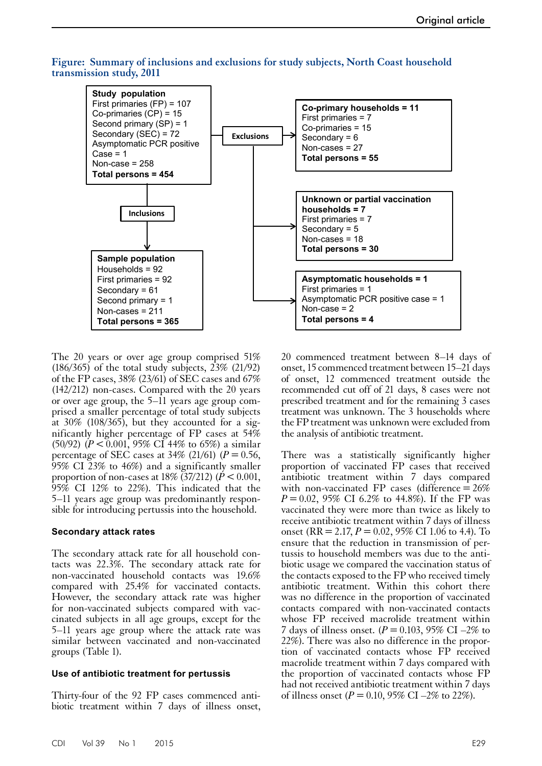**Figure: Summary of inclusions and exclusions for study subjects, North Coast household transmission study, 2011**

**Study population**
First primaries (FP) = 107
Co-primaries (CP) = 15
Second primary (SP) = 1
Secondary (SEC) = 72
Asymptomatic PCR positive Case = 1
Non-case = 258
**Total persons = 454**

**Exclusions**

**Co-primary households = 11**
First primaries = 7
Co-primaries = 15
Secondary = 6
Non-cases = 27
**Total persons = 55**

**Unknown or partial vaccination households = 7**
First primaries = 7
Secondary = 5
Non-cases = 18
**Total persons = 30**

**Asymptomatic households = 1**
First primaries = 1
Asymptomatic PCR positive case = 1
Non-case = 2
**Total persons = 4**

**Inclusions**

**Sample population**
Households = 92
First primaries = 92
Secondary = 61
Second primary = 1
Non-cases = 211
**Total persons = 365**

The 20 years or over age group comprised 51% (186/365) of the total study subjects, 23% (21/92) of the FP cases, 38% (23/61) of SEC cases and 67% (142/212) non-cases. Compared with the 20 years or over age group, the 5–11 years age group comprised a smaller percentage of total study subjects at 30% (108/365), but they accounted for a significantly higher percentage of FP cases at 54% (50/92) ($P < 0.001$, 95% CI 44% to 65%) a similar percentage of SEC cases at 34% (21/61) ($P = 0.56$, 95% CI 23% to 46%) and a significantly smaller proportion of non-cases at 18% (37/212) ($P < 0.001$, 95% CI 12% to 22%). This indicated that the 5–11 years age group was predominantly responsible for introducing pertussis into the household.

### Secondary attack rates

The secondary attack rate for all household contacts was 22.3%. The secondary attack rate for non-vaccinated household contacts was 19.6% compared with 25.4% for vaccinated contacts. However, the secondary attack rate was higher for non-vaccinated subjects compared with vaccinated subjects in all age groups, except for the 5–11 years age group where the attack rate was similar between vaccinated and non-vaccinated groups (Table 1).

### Use of antibiotic treatment for pertussis

Thirty-four of the 92 FP cases commenced antibiotic treatment within 7 days of illness onset, 20 commenced treatment between 8–14 days of onset, 15 commenced treatment between 15–21 days of onset, 12 commenced treatment outside the recommended cut off of 21 days, 8 cases were not prescribed treatment and for the remaining 3 cases treatment was unknown. The 3 households where the FP treatment was unknown were excluded from the analysis of antibiotic treatment.

There was a statistically significantly higher proportion of vaccinated FP cases that received antibiotic treatment within 7 days compared with non-vaccinated FP cases (difference = 26% $P = 0.02$, 95% CI 6.2% to 44.8%). If the FP was vaccinated they were more than twice as likely to receive antibiotic treatment within 7 days of illness onset (RR = 2.17, $P = 0.02$, 95% CI 1.06 to 4.4). To ensure that the reduction in transmission of pertussis to household members was due to the antibiotic usage we compared the vaccination status of the contacts exposed to the FP who received timely antibiotic treatment. Within this cohort there was no difference in the proportion of vaccinated contacts compared with non-vaccinated contacts whose FP received macrolide treatment within 7 days of illness onset. ($P = 0.103$, 95% CI –2% to 22%). There was also no difference in the proportion of vaccinated contacts whose FP received macrolide treatment within 7 days compared with the proportion of vaccinated contacts whose FP had not received antibiotic treatment within 7 days of illness onset ($P = 0.10$, 95% CI –2% to 22%).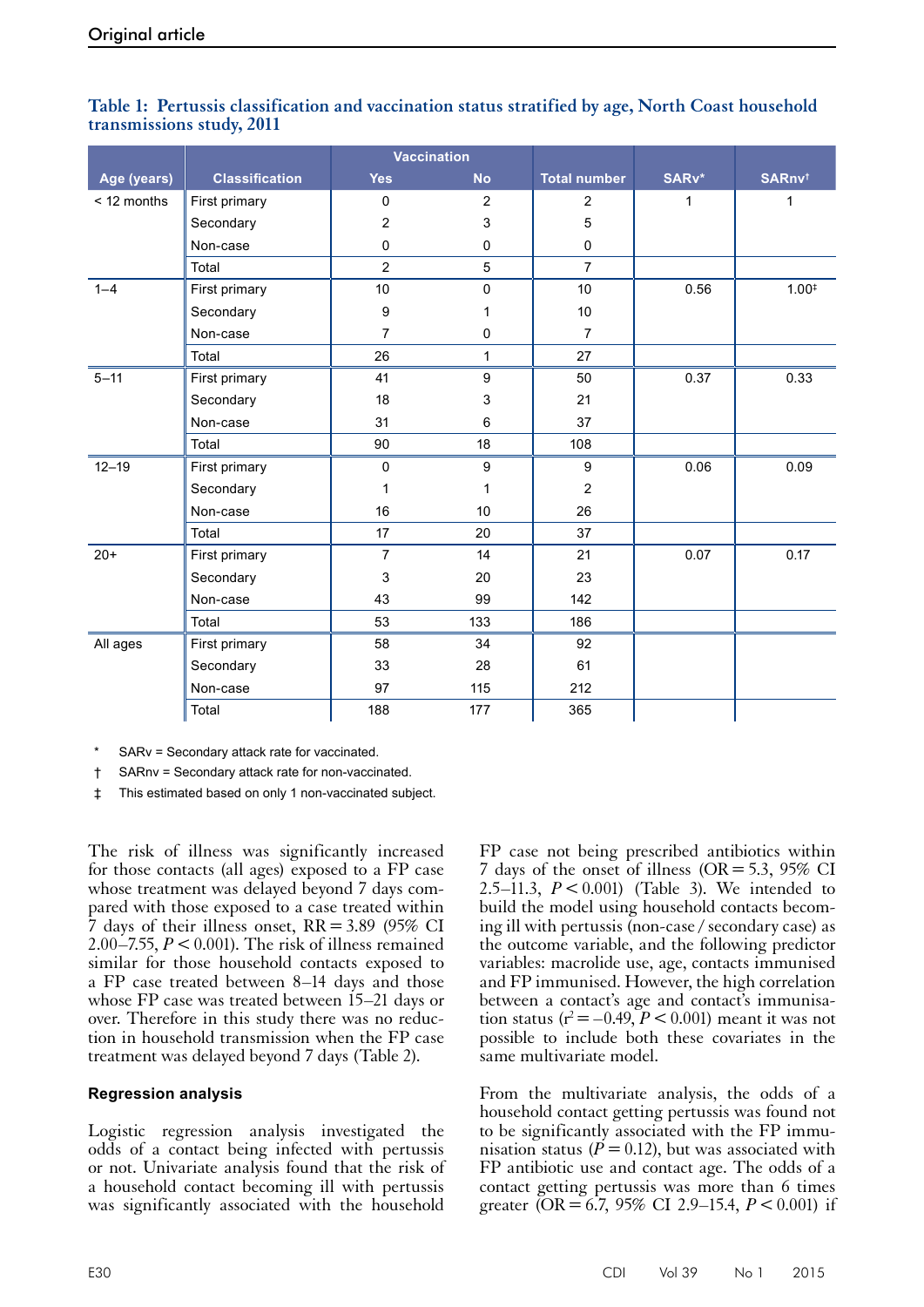**Table 1: Pertussis classification and vaccination status stratified by age, North Coast household transmissions study, 2011**

| Age (years) | Classification | Vaccination Yes | Vaccination No | Total number | SARv* | SARnv† |
|---|---|---|---|---|---|---|
| < 12 months | First primary | 0 | 2 | 2 | 1 | 1 |
| | Secondary | 2 | 3 | 5 | | |
| | Non-case | 0 | 0 | 0 | | |
| | Total | 2 | 5 | 7 | | |
| 1–4 | First primary | 10 | 0 | 10 | 0.56 | 1.00‡ |
| | Secondary | 9 | 1 | 10 | | |
| | Non-case | 7 | 0 | 7 | | |
| | Total | 26 | 1 | 27 | | |
| 5–11 | First primary | 41 | 9 | 50 | 0.37 | 0.33 |
| | Secondary | 18 | 3 | 21 | | |
| | Non-case | 31 | 6 | 37 | | |
| | Total | 90 | 18 | 108 | | |
| 12–19 | First primary | 0 | 9 | 9 | 0.06 | 0.09 |
| | Secondary | 1 | 1 | 2 | | |
| | Non-case | 16 | 10 | 26 | | |
| | Total | 17 | 20 | 37 | | |
| 20+ | First primary | 7 | 14 | 21 | 0.07 | 0.17 |
| | Secondary | 3 | 20 | 23 | | |
| | Non-case | 43 | 99 | 142 | | |
| | Total | 53 | 133 | 186 | | |
| All ages | First primary | 58 | 34 | 92 | | |
| | Secondary | 33 | 28 | 61 | | |
| | Non-case | 97 | 115 | 212 | | |
| | Total | 188 | 177 | 365 | | |

\* SARv = Secondary attack rate for vaccinated.

† SARnv = Secondary attack rate for non-vaccinated.

‡ This estimated based on only 1 non-vaccinated subject.

The risk of illness was significantly increased for those contacts (all ages) exposed to a FP case whose treatment was delayed beyond 7 days compared with those exposed to a case treated within 7 days of their illness onset, RR = 3.89 (95% CI 2.00–7.55, $P < 0.001$). The risk of illness remained similar for those household contacts exposed to a FP case treated between 8–14 days and those whose FP case was treated between 15–21 days or over. Therefore in this study there was no reduction in household transmission when the FP case treatment was delayed beyond 7 days (Table 2).

### Regression analysis

Logistic regression analysis investigated the odds of a contact being infected with pertussis or not. Univariate analysis found that the risk of a household contact becoming ill with pertussis was significantly associated with the household FP case not being prescribed antibiotics within 7 days of the onset of illness (OR = 5.3, 95% CI 2.5–11.3, $P < 0.001$) (Table 3). We intended to build the model using household contacts becoming ill with pertussis (non-case / secondary case) as the outcome variable, and the following predictor variables: macrolide use, age, contacts immunised and FP immunised. However, the high correlation between a contact's age and contact's immunisation status ($r^2 = -0.49$, $P < 0.001$) meant it was not possible to include both these covariates in the same multivariate model.

From the multivariate analysis, the odds of a household contact getting pertussis was found not to be significantly associated with the FP immunisation status ($P = 0.12$), but was associated with FP antibiotic use and contact age. The odds of a contact getting pertussis was more than 6 times greater (OR = 6.7, 95% CI 2.9–15.4, $P < 0.001$) if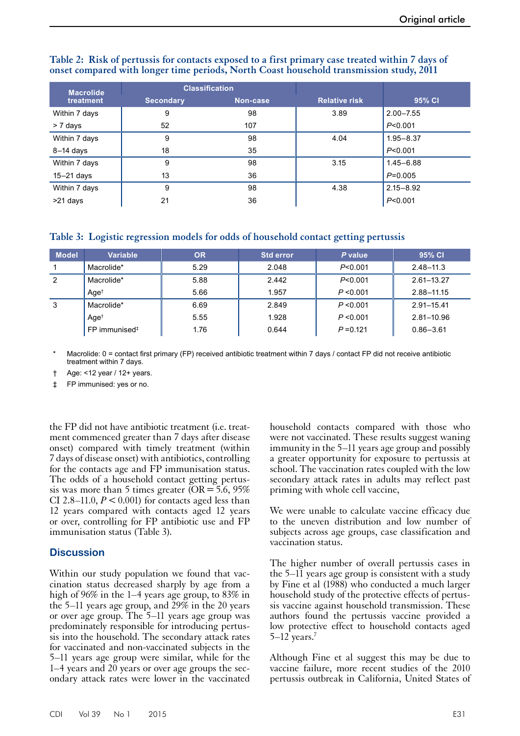**Table 2: Risk of pertussis for contacts exposed to a first primary case treated within 7 days of onset compared with longer time periods, North Coast household transmission study, 2011**

| Macrolide treatment | Classification | | Relative risk | 95% CI |
|---|---|---|---|---|
| | Secondary | Non-case | | |
| Within 7 days | 9 | 98 | 3.89 | 2.00–7.55 |
| > 7 days | 52 | 107 | | *P*<0.001 |
| Within 7 days | 9 | 98 | 4.04 | 1.95–8.37 |
| 8–14 days | 18 | 35 | | *P*<0.001 |
| Within 7 days | 9 | 98 | 3.15 | 1.45–6.88 |
| 15–21 days | 13 | 36 | | *P*=0.005 |
| Within 7 days | 9 | 98 | 4.38 | 2.15–8.92 |
| >21 days | 21 | 36 | | *P*<0.001 |

**Table 3: Logistic regression models for odds of household contact getting pertussis**

| Model | Variable | OR | Std error | *P* value | 95% CI |
|---|---|---|---|---|---|
| 1 | Macrolide* | 5.29 | 2.048 | *P*<0.001 | 2.48–11.3 |
| 2 | Macrolide* | 5.88 | 2.442 | *P*<0.001 | 2.61–13.27 |
| | Age† | 5.66 | 1.957 | *P* <0.001 | 2.88–11.15 |
| 3 | Macrolide* | 6.69 | 2.849 | *P* <0.001 | 2.91–15.41 |
| | Age† | 5.55 | 1.928 | *P* <0.001 | 2.81–10.96 |
| | FP immunised‡ | 1.76 | 0.644 | *P* =0.121 | 0.86–3.61 |

\* Macrolide: 0 = contact first primary (FP) received antibiotic treatment within 7 days / contact FP did not receive antibiotic treatment within 7 days.

† Age: <12 year / 12+ years.

‡ FP immunised: yes or no.

the FP did not have antibiotic treatment (i.e. treatment commenced greater than 7 days after disease onset) compared with timely treatment (within 7 days of disease onset) with antibiotics, controlling for the contacts age and FP immunisation status. The odds of a household contact getting pertussis was more than 5 times greater (OR = 5.6, 95% CI 2.8–11.0, $P < 0.001$) for contacts aged less than 12 years compared with contacts aged 12 years or over, controlling for FP antibiotic use and FP immunisation status (Table 3).

## Discussion

Within our study population we found that vaccination status decreased sharply by age from a high of 96% in the 1–4 years age group, to 83% in the 5–11 years age group, and 29% in the 20 years or over age group. The 5–11 years age group was predominately responsible for introducing pertussis into the household. The secondary attack rates for vaccinated and non-vaccinated subjects in the 5–11 years age group were similar, while for the 1–4 years and 20 years or over age groups the secondary attack rates were lower in the vaccinated household contacts compared with those who were not vaccinated. These results suggest waning immunity in the 5–11 years age group and possibly a greater opportunity for exposure to pertussis at school. The vaccination rates coupled with the low secondary attack rates in adults may reflect past priming with whole cell vaccine,

We were unable to calculate vaccine efficacy due to the uneven distribution and low number of subjects across age groups, case classification and vaccination status.

The higher number of overall pertussis cases in the 5–11 years age group is consistent with a study by Fine et al (1988) who conducted a much larger household study of the protective effects of pertussis vaccine against household transmission. These authors found the pertussis vaccine provided a low protective effect to household contacts aged 5–12 years.[7]

Although Fine et al suggest this may be due to vaccine failure, more recent studies of the 2010 pertussis outbreak in California, United States of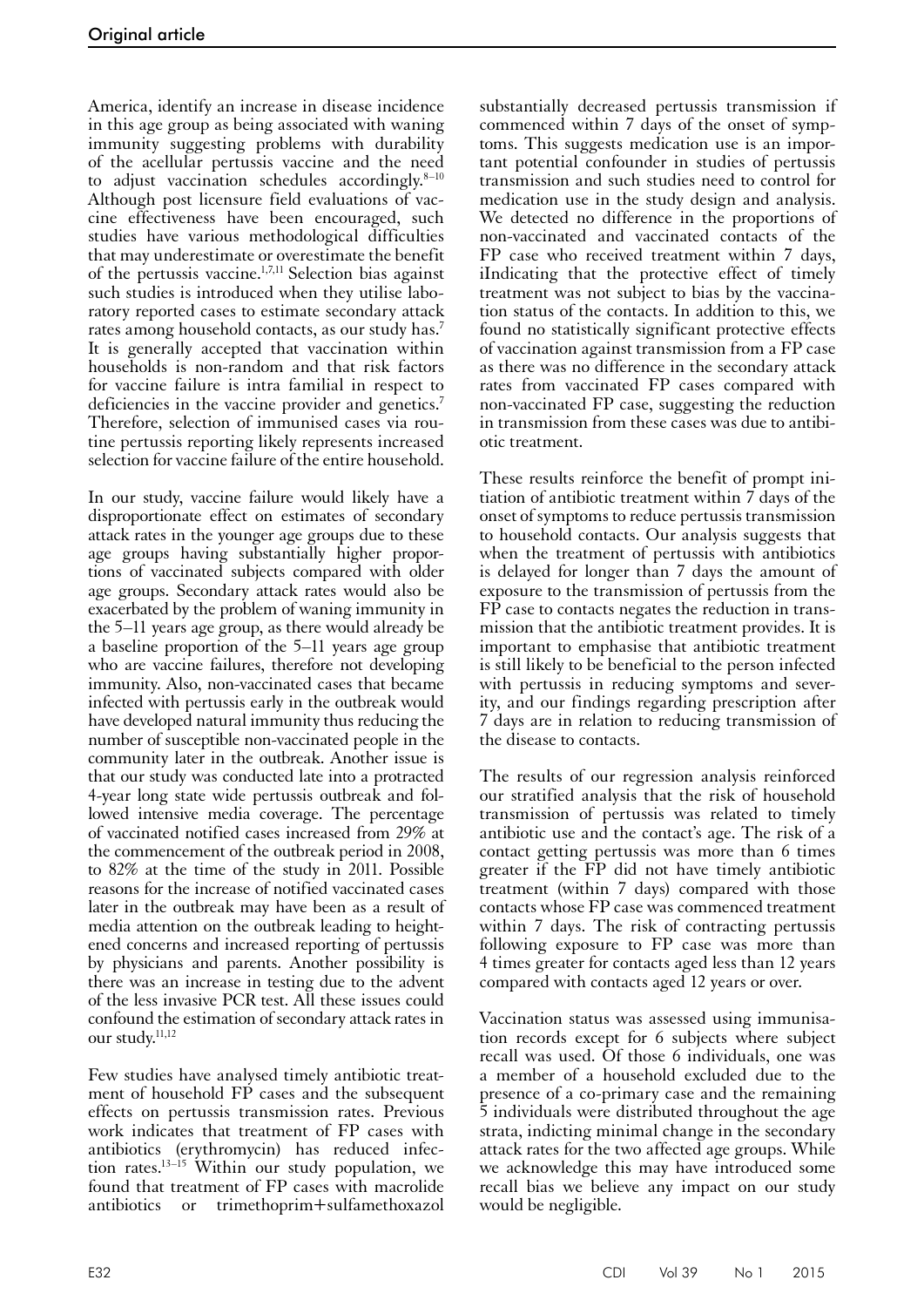America, identify an increase in disease incidence in this age group as being associated with waning immunity suggesting problems with durability of the acellular pertussis vaccine and the need to adjust vaccination schedules accordingly.[8–10] Although post licensure field evaluations of vaccine effectiveness have been encouraged, such studies have various methodological difficulties that may underestimate or overestimate the benefit of the pertussis vaccine.[1,7,11] Selection bias against such studies is introduced when they utilise laboratory reported cases to estimate secondary attack rates among household contacts, as our study has.[7] It is generally accepted that vaccination within households is non-random and that risk factors for vaccine failure is intra familial in respect to deficiencies in the vaccine provider and genetics.[7] Therefore, selection of immunised cases via routine pertussis reporting likely represents increased selection for vaccine failure of the entire household.

In our study, vaccine failure would likely have a disproportionate effect on estimates of secondary attack rates in the younger age groups due to these age groups having substantially higher proportions of vaccinated subjects compared with older age groups. Secondary attack rates would also be exacerbated by the problem of waning immunity in the 5–11 years age group, as there would already be a baseline proportion of the 5–11 years age group who are vaccine failures, therefore not developing immunity. Also, non-vaccinated cases that became infected with pertussis early in the outbreak would have developed natural immunity thus reducing the number of susceptible non-vaccinated people in the community later in the outbreak. Another issue is that our study was conducted late into a protracted 4-year long state wide pertussis outbreak and followed intensive media coverage. The percentage of vaccinated notified cases increased from 29% at the commencement of the outbreak period in 2008, to 82% at the time of the study in 2011. Possible reasons for the increase of notified vaccinated cases later in the outbreak may have been as a result of media attention on the outbreak leading to heightened concerns and increased reporting of pertussis by physicians and parents. Another possibility is there was an increase in testing due to the advent of the less invasive PCR test. All these issues could confound the estimation of secondary attack rates in our study.[11,12]

Few studies have analysed timely antibiotic treatment of household FP cases and the subsequent effects on pertussis transmission rates. Previous work indicates that treatment of FP cases with antibiotics (erythromycin) has reduced infection rates.[13–15] Within our study population, we found that treatment of FP cases with macrolide antibiotics or trimethoprim+sulfamethoxazol substantially decreased pertussis transmission if commenced within 7 days of the onset of symptoms. This suggests medication use is an important potential confounder in studies of pertussis transmission and such studies need to control for medication use in the study design and analysis. We detected no difference in the proportions of non-vaccinated and vaccinated contacts of the FP case who received treatment within 7 days, iIndicating that the protective effect of timely treatment was not subject to bias by the vaccination status of the contacts. In addition to this, we found no statistically significant protective effects of vaccination against transmission from a FP case as there was no difference in the secondary attack rates from vaccinated FP cases compared with non-vaccinated FP case, suggesting the reduction in transmission from these cases was due to antibiotic treatment.

These results reinforce the benefit of prompt initiation of antibiotic treatment within 7 days of the onset of symptoms to reduce pertussis transmission to household contacts. Our analysis suggests that when the treatment of pertussis with antibiotics is delayed for longer than 7 days the amount of exposure to the transmission of pertussis from the FP case to contacts negates the reduction in transmission that the antibiotic treatment provides. It is important to emphasise that antibiotic treatment is still likely to be beneficial to the person infected with pertussis in reducing symptoms and severity, and our findings regarding prescription after 7 days are in relation to reducing transmission of the disease to contacts.

The results of our regression analysis reinforced our stratified analysis that the risk of household transmission of pertussis was related to timely antibiotic use and the contact's age. The risk of a contact getting pertussis was more than 6 times greater if the FP did not have timely antibiotic treatment (within 7 days) compared with those contacts whose FP case was commenced treatment within 7 days. The risk of contracting pertussis following exposure to FP case was more than 4 times greater for contacts aged less than 12 years compared with contacts aged 12 years or over.

Vaccination status was assessed using immunisation records except for 6 subjects where subject recall was used. Of those 6 individuals, one was a member of a household excluded due to the presence of a co-primary case and the remaining 5 individuals were distributed throughout the age strata, indicting minimal change in the secondary attack rates for the two affected age groups. While we acknowledge this may have introduced some recall bias we believe any impact on our study would be negligible.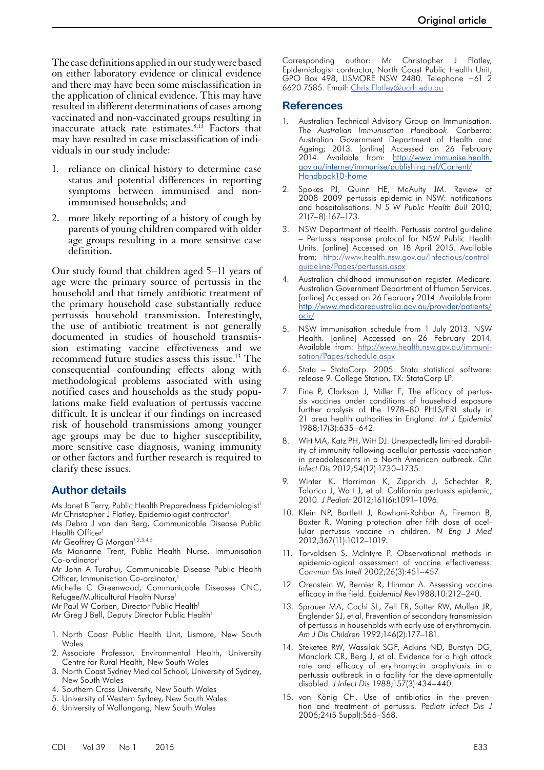The case definitions applied in our study were based on either laboratory evidence or clinical evidence and there may have been some misclassification in the application of clinical evidence. This may have resulted in different determinations of cases among vaccinated and non-vaccinated groups resulting in inaccurate attack rate estimates.[8,13] Factors that may have resulted in case misclassification of individuals in our study include:

1. reliance on clinical history to determine case status and potential differences in reporting symptoms between immunised and non-immunised households; and
2. more likely reporting of a history of cough by parents of young children compared with older age groups resulting in a more sensitive case definition.

Our study found that children aged 5–11 years of age were the primary source of pertussis in the household and that timely antibiotic treatment of the primary household case substantially reduce pertussis household transmission. Interestingly, the use of antibiotic treatment is not generally documented in studies of household transmission estimating vaccine effectiveness and we recommend future studies assess this issue.[13] The consequential confounding effects along with methodological problems associated with using notified cases and households as the study populations make field evaluation of pertussis vaccine difficult. It is unclear if our findings on increased risk of household transmissions among younger age groups may be due to higher susceptibility, more sensitive case diagnosis, waning immunity or other factors and further research is required to clarify these issues.

## Author details

Ms Janet B Terry, Public Health Preparedness Epidemiologist[1]
Mr Christopher J Flatley, Epidemiologist contractor[1]
Ms Debra J van den Berg, Communicable Disease Public Health Officer[1]
Mr Geoffrey G Morgan[1,2,3,4,5]
Ms Marianne Trent, Public Health Nurse, Immunisation Co-ordinator[1]
Mr John A Turahui, Communicable Disease Public Health Officer, Immunisation Co-ordinator,[1]
Michelle C Greenwood, Communicable Diseases CNC, Refugee/Multicultural Health Nurse[1]
Mr Paul W Corben, Director Public Health[1]
Mr Greg J Bell, Deputy Director Public Health[1]

1. North Coast Public Health Unit, Lismore, New South Wales
2. Associate Professor, Environmental Health, University Centre for Rural Health, New South Wales
3. North Coast Sydney Medical School, University of Sydney, New South Wales
4. Southern Cross University, New South Wales
5. University of Western Sydney, New South Wales
6. University of Wollongong, New South Wales

Corresponding author: Mr Christopher J Flatley, Epidemiologist contractor, North Coast Public Health Unit, GPO Box 498, LISMORE NSW 2480. Telephone +61 2 6620 7585. Email: Chris.Flatley@ucrh.edu.au

## References

1. Australian Technical Advisory Group on Immunisation. *The Australian Immunisation Handbook*. Canberra: Australian Government Department of Health and Ageing; 2013. [online] Accessed on 26 February 2014. Available from: http://www.immunise.health.gov.au/internet/immunise/publishing.nsf/Content/Handbook10-home
2. Spokes PJ, Quinn HE, McAulty JM. Review of 2008–2009 pertussis epidemic in NSW: notifications and hospitalisations. *N S W Public Health Bull* 2010;21(7–8):167–173.
3. NSW Department of Health. Pertussis control guideline – Pertussis response protocol for NSW Public Health Units. [online] Accessed on 18 April 2015. Available from: http://www.health.nsw.gov.au/Infectious/control-guideline/Pages/pertussis.aspx
4. Australian childhood immunisation register. Medicare. Australian Government Department of Human Services. [online] Accessed on 26 February 2014. Available from: http://www.medicareaustralia.gov.au/provider/patients/acir/
5. NSW immunisation schedule from 1 July 2013. NSW Health. [online] Accessed on 26 February 2014. Available from: http://www.health.nsw.gov.au/immunisation/Pages/schedule.aspx
6. Stata – StataCorp. 2005. Stata statistical software: release 9. College Station, TX: StataCorp LP.
7. Fine P, Clarkson J, Miller E, The efficacy of pertussis vaccines under conditions of household exposure further analysis of the 1978–80 PHLS/ERL study in 21 area health authorities in England. *Int J Epidemiol* 1988;17(3):635–642.
8. Witt MA, Katz PH, Witt DJ. Unexpectedly limited durability of immunity following acellular pertussis vaccination in preadolescents in a North American outbreak. *Clin Infect Dis* 2012;54(12):1730–1735.
9. Winter K, Harriman K, Zipprich J, Schechter R, Talarico J, Watt J, et al. California pertussis epidemic, 2010. *J Pediatr* 2012;161(6):1091–1096.
10. Klein NP, Bartlett J, Rowhani-Rahbar A, Fireman B, Baxter R. Waning protection after fifth dose of acellular pertussis vaccine in children. *N Eng J Med* 2012;367(11):1012–1019.
11. Torvaldsen S, McIntyre P. Observational methods in epidemiological assessment of vaccine effectiveness. *Commun Dis Intell* 2002;26(3):451–457.
12. Orenstein W, Bernier R, Hinman A. Assessing vaccine efficacy in the field. *Epidemiol Rev*1988;10:212–240.
13. Sprauer MA, Cochi SL, Zell ER, Sutter RW, Mullen JR, Englender SJ, et al. Prevention of secondary transmission of pertussis in households with early use of erythromycin. *Am J Dis Children* 1992;146(2):177–181.
14. Steketee RW, Wassilak SGF, Adkins ND, Burstyn DG, Manclark CR, Berg J, et al. Evidence for a high attack rate and efficacy of erythromycin prophylaxis in a pertussis outbreak in a facility for the developmentally disabled. *J Infect Dis* 1988;157(3):434–440.
15. von König CH. Use of antibiotics in the prevention and treatment of pertussis. *Pediatr Infect Dis J* 2005;24(5 Suppl):S66–S68.